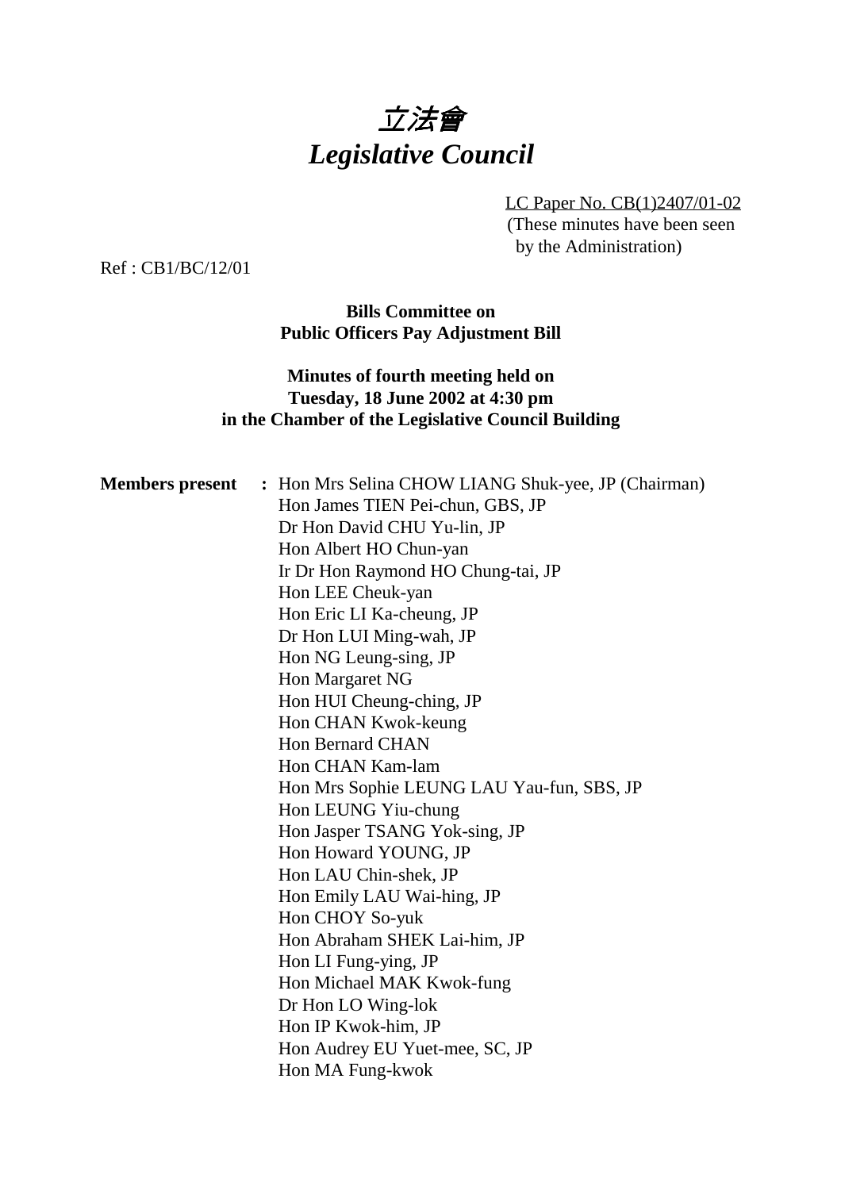# *立法會*
# *Legislative Council*

LC Paper No. CB(1)2407/01-02
(These minutes have been seen by the Administration)

Ref : CB1/BC/12/01

**Bills Committee on**
**Public Officers Pay Adjustment Bill**

**Minutes of fourth meeting held on**
**Tuesday, 18 June 2002 at 4:30 pm**
**in the Chamber of the Legislative Council Building**

**Members present :**

Hon Mrs Selina CHOW LIANG Shuk-yee, JP (Chairman)
Hon James TIEN Pei-chun, GBS, JP
Dr Hon David CHU Yu-lin, JP
Hon Albert HO Chun-yan
Ir Dr Hon Raymond HO Chung-tai, JP
Hon LEE Cheuk-yan
Hon Eric LI Ka-cheung, JP
Dr Hon LUI Ming-wah, JP
Hon NG Leung-sing, JP
Hon Margaret NG
Hon HUI Cheung-ching, JP
Hon CHAN Kwok-keung
Hon Bernard CHAN
Hon CHAN Kam-lam
Hon Mrs Sophie LEUNG LAU Yau-fun, SBS, JP
Hon LEUNG Yiu-chung
Hon Jasper TSANG Yok-sing, JP
Hon Howard YOUNG, JP
Hon LAU Chin-shek, JP
Hon Emily LAU Wai-hing, JP
Hon CHOY So-yuk
Hon Abraham SHEK Lai-him, JP
Hon LI Fung-ying, JP
Hon Michael MAK Kwok-fung
Dr Hon LO Wing-lok
Hon IP Kwok-him, JP
Hon Audrey EU Yuet-mee, SC, JP
Hon MA Fung-kwok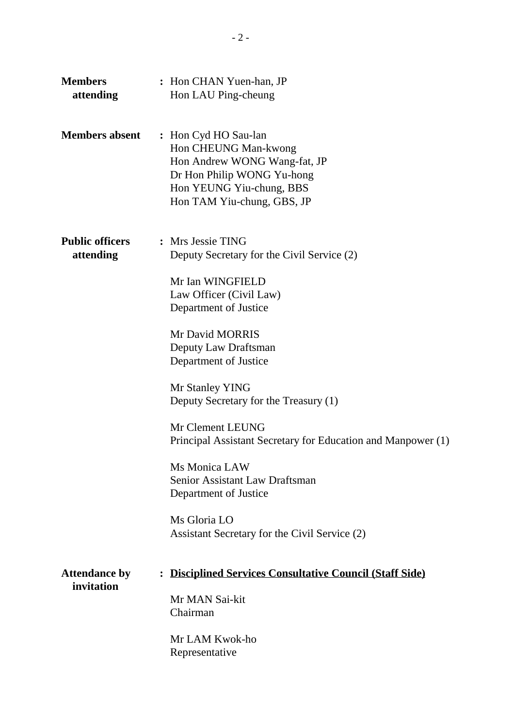**Members attending** : Hon CHAN Yuen-han, JP
Hon LAU Ping-cheung

**Members absent** : Hon Cyd HO Sau-lan
Hon CHEUNG Man-kwong
Hon Andrew WONG Wang-fat, JP
Dr Hon Philip WONG Yu-hong
Hon YEUNG Yiu-chung, BBS
Hon TAM Yiu-chung, GBS, JP

**Public officers attending** : Mrs Jessie TING
Deputy Secretary for the Civil Service (2)

Mr Ian WINGFIELD
Law Officer (Civil Law)
Department of Justice

Mr David MORRIS
Deputy Law Draftsman
Department of Justice

Mr Stanley YING
Deputy Secretary for the Treasury (1)

Mr Clement LEUNG
Principal Assistant Secretary for Education and Manpower (1)

Ms Monica LAW
Senior Assistant Law Draftsman
Department of Justice

Ms Gloria LO
Assistant Secretary for the Civil Service (2)

**Attendance by invitation** : **Disciplined Services Consultative Council (Staff Side)**

Mr MAN Sai-kit
Chairman

Mr LAM Kwok-ho
Representative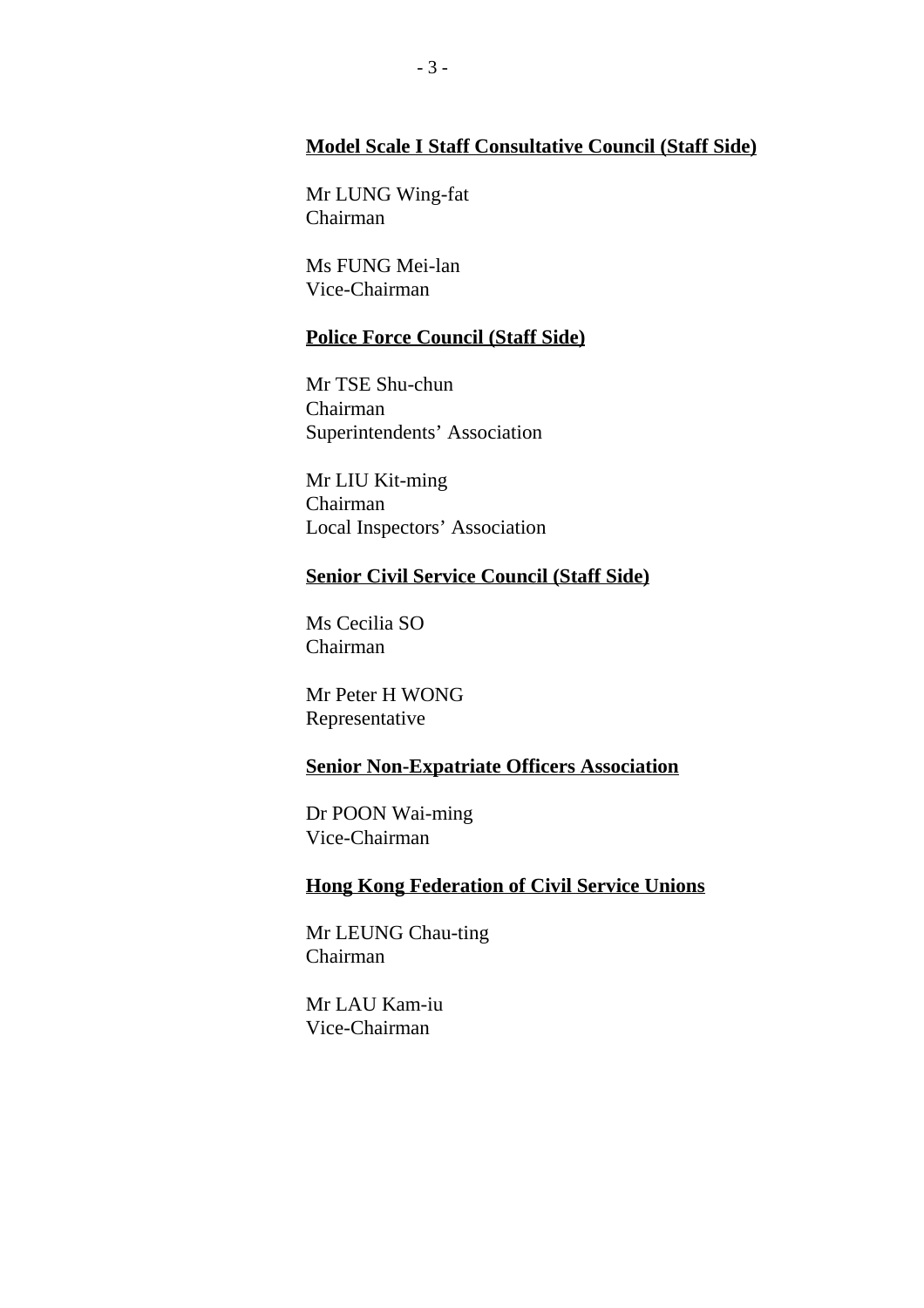**Model Scale I Staff Consultative Council (Staff Side)**

Mr LUNG Wing-fat
Chairman

Ms FUNG Mei-lan
Vice-Chairman

**Police Force Council (Staff Side)**

Mr TSE Shu-chun
Chairman
Superintendents' Association

Mr LIU Kit-ming
Chairman
Local Inspectors' Association

**Senior Civil Service Council (Staff Side)**

Ms Cecilia SO
Chairman

Mr Peter H WONG
Representative

**Senior Non-Expatriate Officers Association**

Dr POON Wai-ming
Vice-Chairman

**Hong Kong Federation of Civil Service Unions**

Mr LEUNG Chau-ting
Chairman

Mr LAU Kam-iu
Vice-Chairman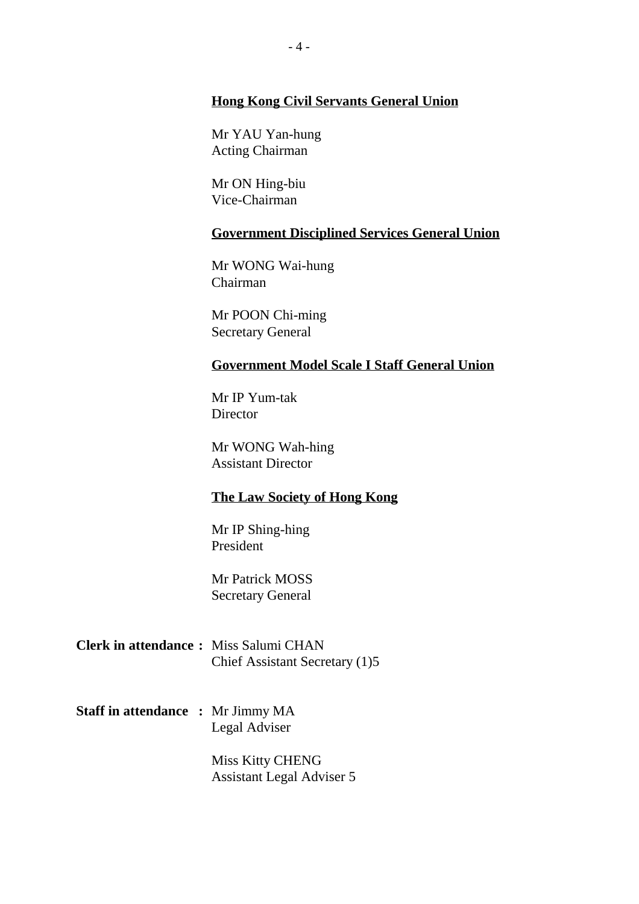**Hong Kong Civil Servants General Union**

Mr YAU Yan-hung
Acting Chairman

Mr ON Hing-biu
Vice-Chairman

**Government Disciplined Services General Union**

Mr WONG Wai-hung
Chairman

Mr POON Chi-ming
Secretary General

**Government Model Scale I Staff General Union**

Mr IP Yum-tak
Director

Mr WONG Wah-hing
Assistant Director

**The Law Society of Hong Kong**

Mr IP Shing-hing
President

Mr Patrick MOSS
Secretary General

**Clerk in attendance :** Miss Salumi CHAN
Chief Assistant Secretary (1)5

**Staff in attendance :** Mr Jimmy MA
Legal Adviser

Miss Kitty CHENG
Assistant Legal Adviser 5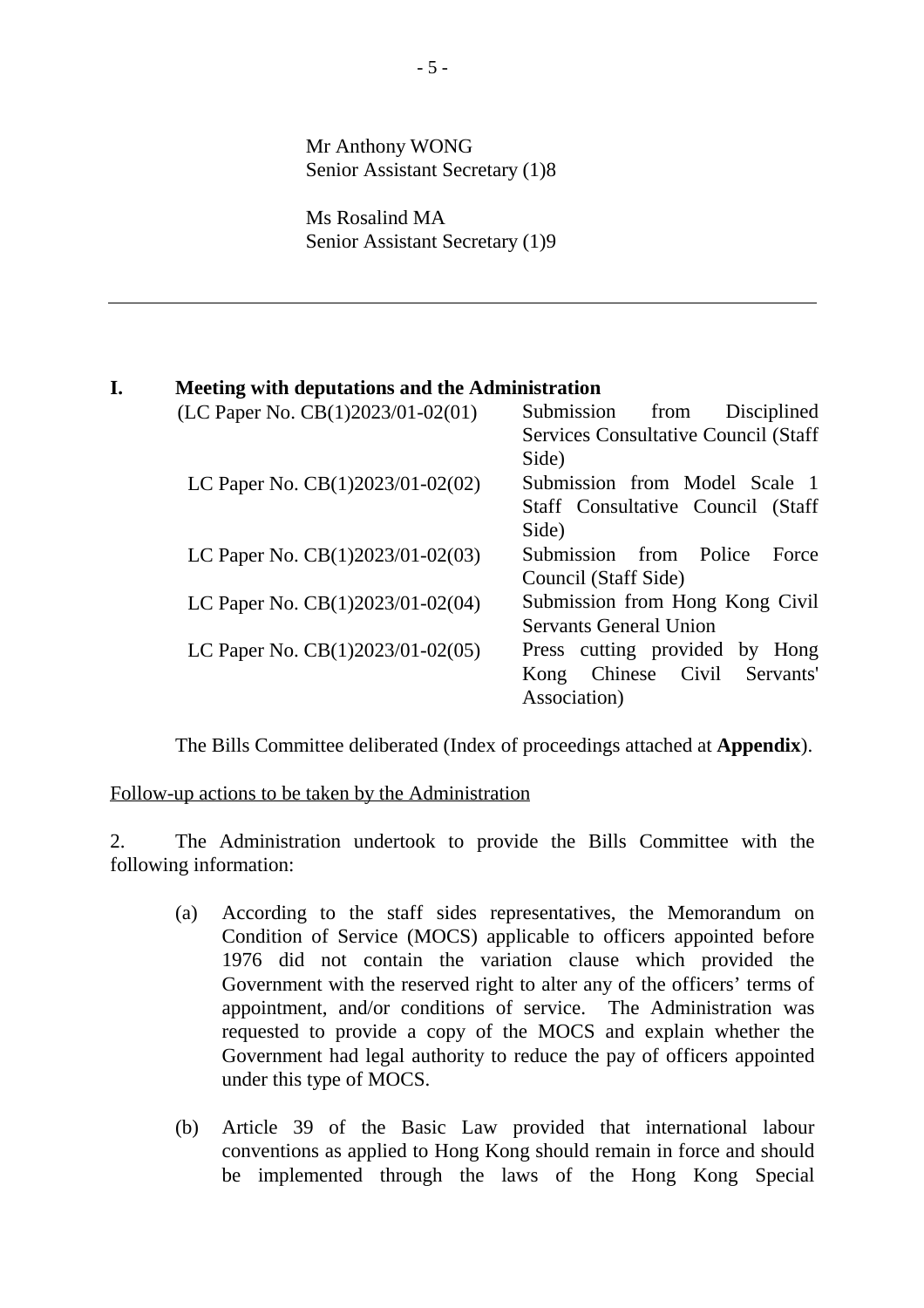Mr Anthony WONG
Senior Assistant Secretary (1)8

Ms Rosalind MA
Senior Assistant Secretary (1)9

---

## I. Meeting with deputations and the Administration

| | |
|---|---|
| (LC Paper No. CB(1)2023/01-02(01) | Submission from Disciplined Services Consultative Council (Staff Side) |
| LC Paper No. CB(1)2023/01-02(02) | Submission from Model Scale 1 Staff Consultative Council (Staff Side) |
| LC Paper No. CB(1)2023/01-02(03) | Submission from Police Force Council (Staff Side) |
| LC Paper No. CB(1)2023/01-02(04) | Submission from Hong Kong Civil Servants General Union |
| LC Paper No. CB(1)2023/01-02(05) | Press cutting provided by Hong Kong Chinese Civil Servants' Association) |

The Bills Committee deliberated (Index of proceedings attached at **Appendix**).

<u>Follow-up actions to be taken by the Administration</u>

2. The Administration undertook to provide the Bills Committee with the following information:

(a) According to the staff sides representatives, the Memorandum on Condition of Service (MOCS) applicable to officers appointed before 1976 did not contain the variation clause which provided the Government with the reserved right to alter any of the officers' terms of appointment, and/or conditions of service. The Administration was requested to provide a copy of the MOCS and explain whether the Government had legal authority to reduce the pay of officers appointed under this type of MOCS.

(b) Article 39 of the Basic Law provided that international labour conventions as applied to Hong Kong should remain in force and should be implemented through the laws of the Hong Kong Special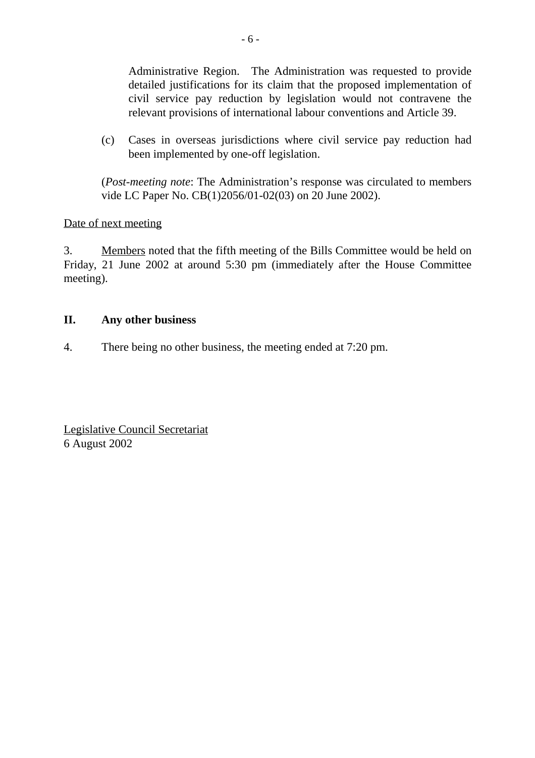Administrative Region. The Administration was requested to provide detailed justifications for its claim that the proposed implementation of civil service pay reduction by legislation would not contravene the relevant provisions of international labour conventions and Article 39.

(c) Cases in overseas jurisdictions where civil service pay reduction had been implemented by one-off legislation.

(*Post-meeting note*: The Administration's response was circulated to members vide LC Paper No. CB(1)2056/01-02(03) on 20 June 2002).

Date of next meeting

3. Members noted that the fifth meeting of the Bills Committee would be held on Friday, 21 June 2002 at around 5:30 pm (immediately after the House Committee meeting).

## II. Any other business

4. There being no other business, the meeting ended at 7:20 pm.

Legislative Council Secretariat
6 August 2002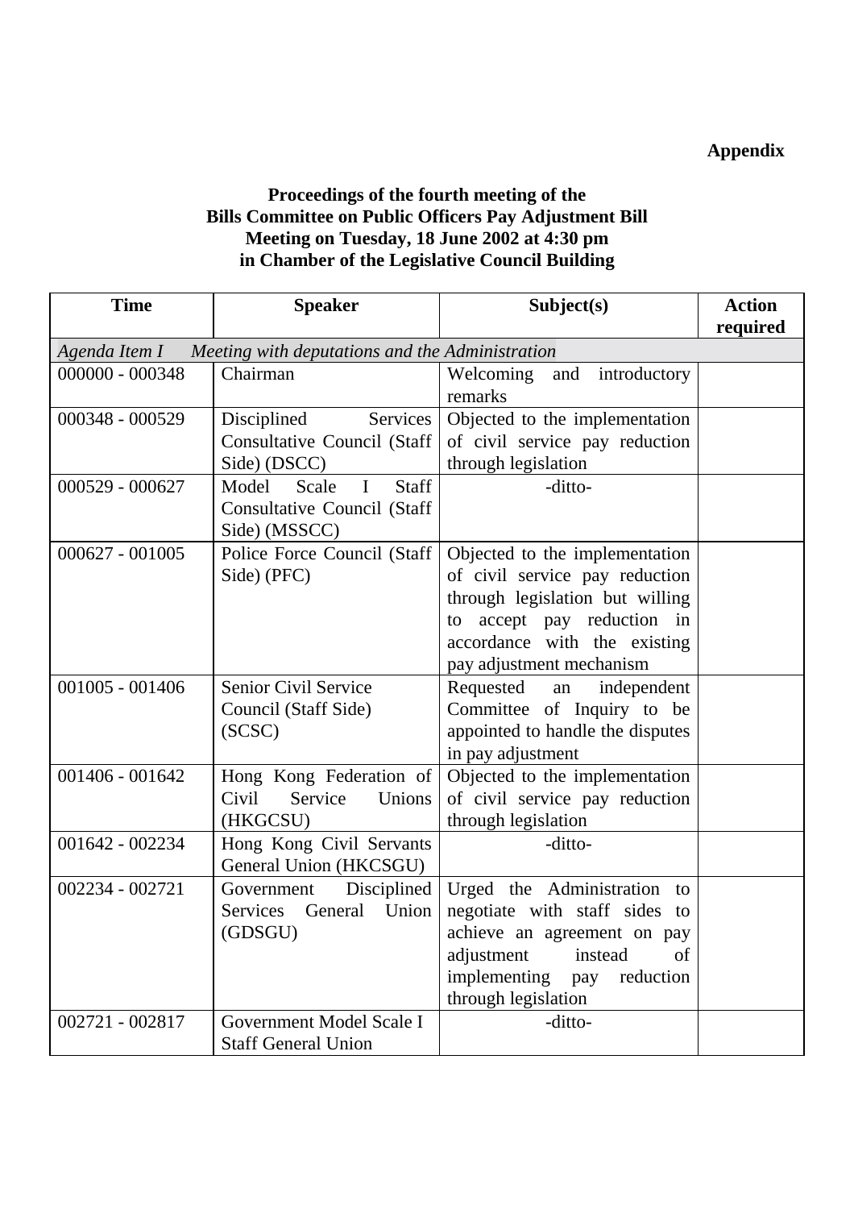**Appendix**

**Proceedings of the fourth meeting of the**
**Bills Committee on Public Officers Pay Adjustment Bill**
**Meeting on Tuesday, 18 June 2002 at 4:30 pm**
**in Chamber of the Legislative Council Building**

| Time | Speaker | Subject(s) | Action required |
|---|---|---|---|
| *Agenda Item I Meeting with deputations and the Administration* | | | |
| 000000 - 000348 | Chairman | Welcoming and introductory remarks | |
| 000348 - 000529 | Disciplined Services Consultative Council (Staff Side) (DSCC) | Objected to the implementation of civil service pay reduction through legislation | |
| 000529 - 000627 | Model Scale I Staff Consultative Council (Staff Side) (MSSCC) | -ditto- | |
| 000627 - 001005 | Police Force Council (Staff Side) (PFC) | Objected to the implementation of civil service pay reduction through legislation but willing to accept pay reduction in accordance with the existing pay adjustment mechanism | |
| 001005 - 001406 | Senior Civil Service Council (Staff Side) (SCSC) | Requested an independent Committee of Inquiry to be appointed to handle the disputes in pay adjustment | |
| 001406 - 001642 | Hong Kong Federation of Civil Service Unions (HKGCSU) | Objected to the implementation of civil service pay reduction through legislation | |
| 001642 - 002234 | Hong Kong Civil Servants General Union (HKCSGU) | -ditto- | |
| 002234 - 002721 | Government Disciplined Services General Union (GDSGU) | Urged the Administration to negotiate with staff sides to achieve an agreement on pay adjustment instead of implementing pay reduction through legislation | |
| 002721 - 002817 | Government Model Scale I Staff General Union | -ditto- | |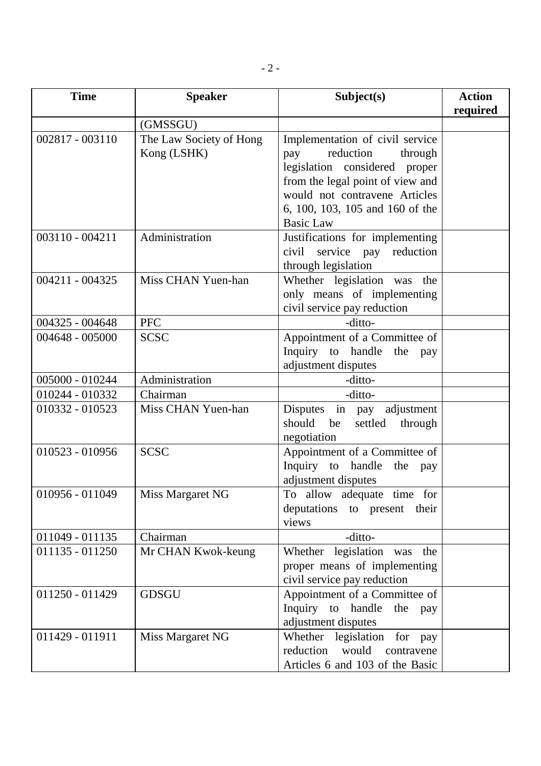| Time | Speaker | Subject(s) | Action required |
|---|---|---|---|
| | (GMSSGU) | | |
| 002817 - 003110 | The Law Society of Hong Kong (LSHK) | Implementation of civil service pay reduction through legislation considered proper from the legal point of view and would not contravene Articles 6, 100, 103, 105 and 160 of the Basic Law | |
| 003110 - 004211 | Administration | Justifications for implementing civil service pay reduction through legislation | |
| 004211 - 004325 | Miss CHAN Yuen-han | Whether legislation was the only means of implementing civil service pay reduction | |
| 004325 - 004648 | PFC | -ditto- | |
| 004648 - 005000 | SCSC | Appointment of a Committee of Inquiry to handle the pay adjustment disputes | |
| 005000 - 010244 | Administration | -ditto- | |
| 010244 - 010332 | Chairman | -ditto- | |
| 010332 - 010523 | Miss CHAN Yuen-han | Disputes in pay adjustment should be settled through negotiation | |
| 010523 - 010956 | SCSC | Appointment of a Committee of Inquiry to handle the pay adjustment disputes | |
| 010956 - 011049 | Miss Margaret NG | To allow adequate time for deputations to present their views | |
| 011049 - 011135 | Chairman | -ditto- | |
| 011135 - 011250 | Mr CHAN Kwok-keung | Whether legislation was the proper means of implementing civil service pay reduction | |
| 011250 - 011429 | GDSGU | Appointment of a Committee of Inquiry to handle the pay adjustment disputes | |
| 011429 - 011911 | Miss Margaret NG | Whether legislation for pay reduction would contravene Articles 6 and 103 of the Basic | |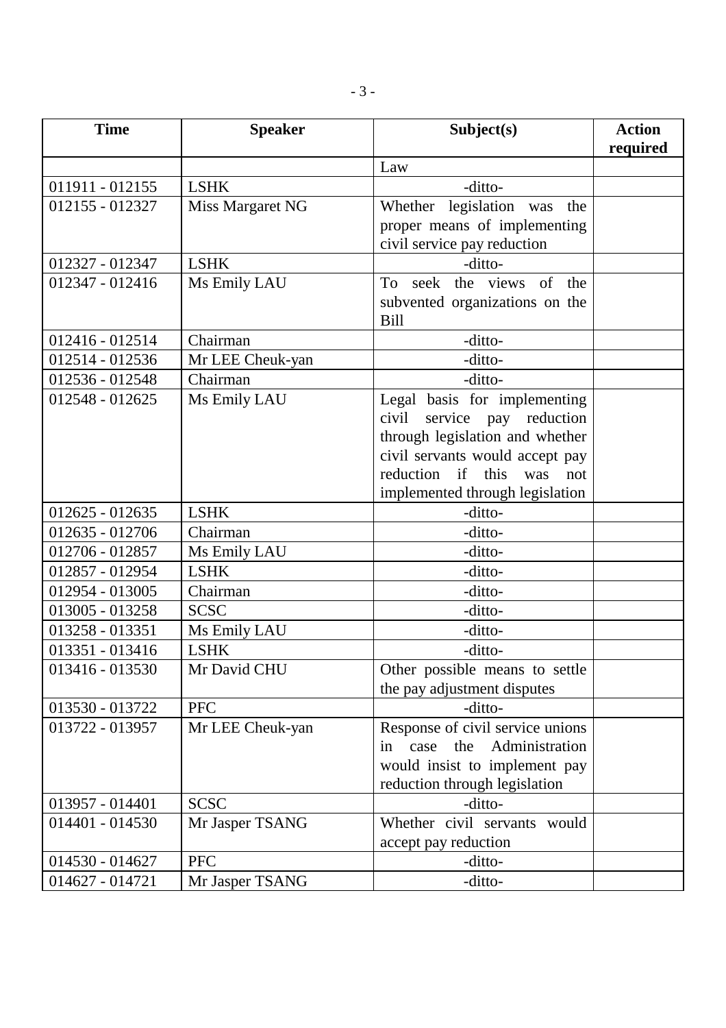| Time | Speaker | Subject(s) | Action required |
|---|---|---|---|
| | | Law | |
| 011911 - 012155 | LSHK | -ditto- | |
| 012155 - 012327 | Miss Margaret NG | Whether legislation was the proper means of implementing civil service pay reduction | |
| 012327 - 012347 | LSHK | -ditto- | |
| 012347 - 012416 | Ms Emily LAU | To seek the views of the subvented organizations on the Bill | |
| 012416 - 012514 | Chairman | -ditto- | |
| 012514 - 012536 | Mr LEE Cheuk-yan | -ditto- | |
| 012536 - 012548 | Chairman | -ditto- | |
| 012548 - 012625 | Ms Emily LAU | Legal basis for implementing civil service pay reduction through legislation and whether civil servants would accept pay reduction if this was not implemented through legislation | |
| 012625 - 012635 | LSHK | -ditto- | |
| 012635 - 012706 | Chairman | -ditto- | |
| 012706 - 012857 | Ms Emily LAU | -ditto- | |
| 012857 - 012954 | LSHK | -ditto- | |
| 012954 - 013005 | Chairman | -ditto- | |
| 013005 - 013258 | SCSC | -ditto- | |
| 013258 - 013351 | Ms Emily LAU | -ditto- | |
| 013351 - 013416 | LSHK | -ditto- | |
| 013416 - 013530 | Mr David CHU | Other possible means to settle the pay adjustment disputes | |
| 013530 - 013722 | PFC | -ditto- | |
| 013722 - 013957 | Mr LEE Cheuk-yan | Response of civil service unions in case the Administration would insist to implement pay reduction through legislation | |
| 013957 - 014401 | SCSC | -ditto- | |
| 014401 - 014530 | Mr Jasper TSANG | Whether civil servants would accept pay reduction | |
| 014530 - 014627 | PFC | -ditto- | |
| 014627 - 014721 | Mr Jasper TSANG | -ditto- | |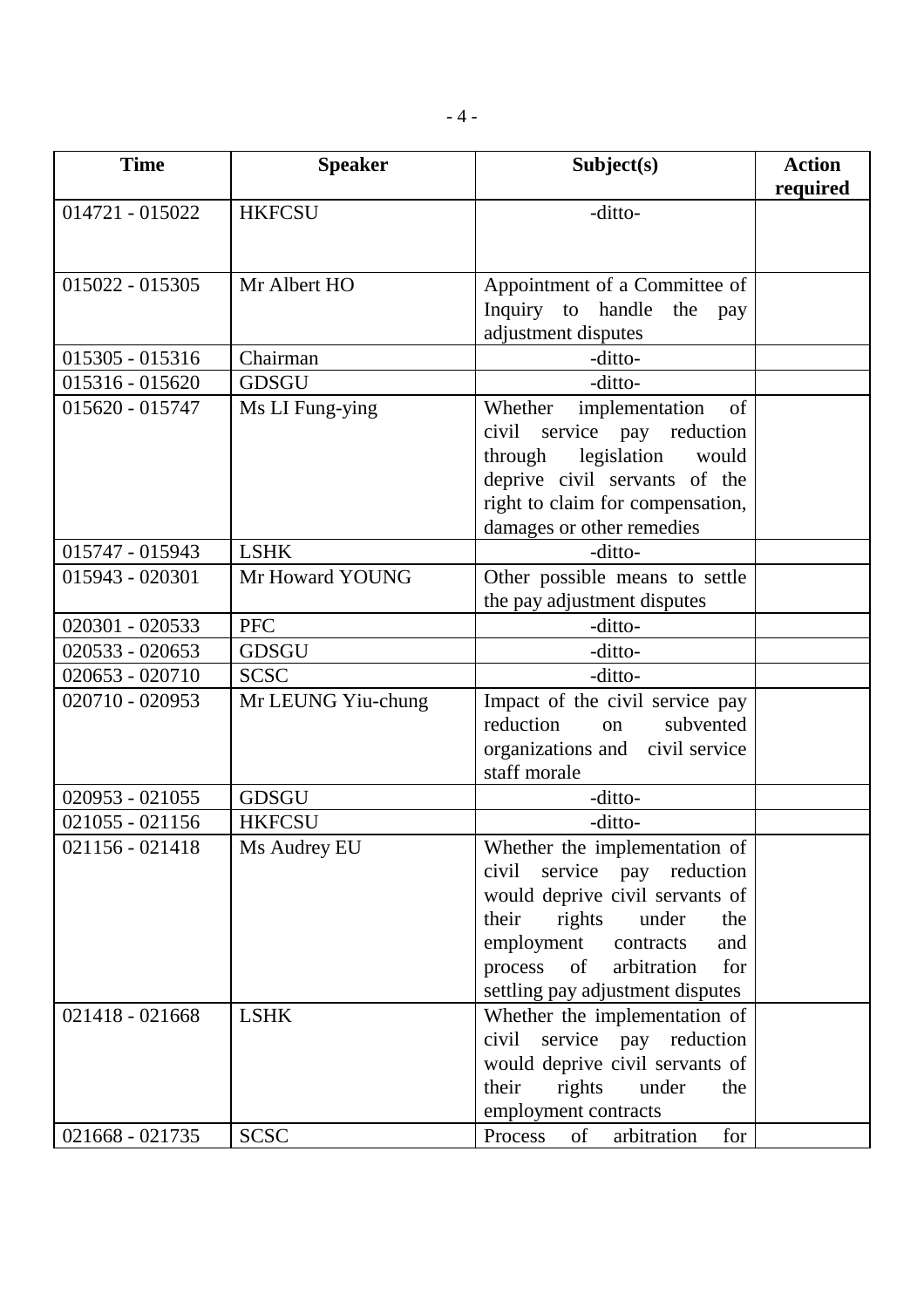| Time | Speaker | Subject(s) | Action required |
|---|---|---|---|
| 014721 - 015022 | HKFCSU | -ditto- | |
| 015022 - 015305 | Mr Albert HO | Appointment of a Committee of Inquiry to handle the pay adjustment disputes | |
| 015305 - 015316 | Chairman | -ditto- | |
| 015316 - 015620 | GDSGU | -ditto- | |
| 015620 - 015747 | Ms LI Fung-ying | Whether implementation of civil service pay reduction through legislation would deprive civil servants of the right to claim for compensation, damages or other remedies | |
| 015747 - 015943 | LSHK | -ditto- | |
| 015943 - 020301 | Mr Howard YOUNG | Other possible means to settle the pay adjustment disputes | |
| 020301 - 020533 | PFC | -ditto- | |
| 020533 - 020653 | GDSGU | -ditto- | |
| 020653 - 020710 | SCSC | -ditto- | |
| 020710 - 020953 | Mr LEUNG Yiu-chung | Impact of the civil service pay reduction on subvented organizations and civil service staff morale | |
| 020953 - 021055 | GDSGU | -ditto- | |
| 021055 - 021156 | HKFCSU | -ditto- | |
| 021156 - 021418 | Ms Audrey EU | Whether the implementation of civil service pay reduction would deprive civil servants of their rights under the employment contracts and process of arbitration for settling pay adjustment disputes | |
| 021418 - 021668 | LSHK | Whether the implementation of civil service pay reduction would deprive civil servants of their rights under the employment contracts | |
| 021668 - 021735 | SCSC | Process of arbitration for | |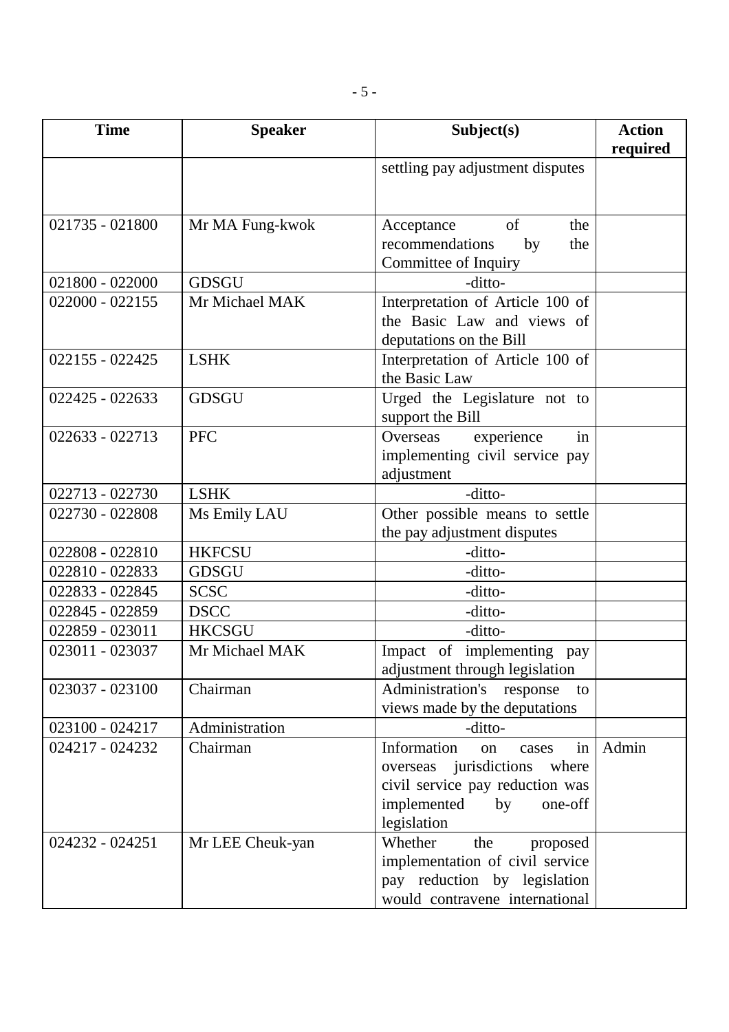| Time | Speaker | Subject(s) | Action required |
|---|---|---|---|
| | | settling pay adjustment disputes | |
| 021735 - 021800 | Mr MA Fung-kwok | Acceptance of the recommendations by the Committee of Inquiry | |
| 021800 - 022000 | GDSGU | -ditto- | |
| 022000 - 022155 | Mr Michael MAK | Interpretation of Article 100 of the Basic Law and views of deputations on the Bill | |
| 022155 - 022425 | LSHK | Interpretation of Article 100 of the Basic Law | |
| 022425 - 022633 | GDSGU | Urged the Legislature not to support the Bill | |
| 022633 - 022713 | PFC | Overseas experience in implementing civil service pay adjustment | |
| 022713 - 022730 | LSHK | -ditto- | |
| 022730 - 022808 | Ms Emily LAU | Other possible means to settle the pay adjustment disputes | |
| 022808 - 022810 | HKFCSU | -ditto- | |
| 022810 - 022833 | GDSGU | -ditto- | |
| 022833 - 022845 | SCSC | -ditto- | |
| 022845 - 022859 | DSCC | -ditto- | |
| 022859 - 023011 | HKCSGU | -ditto- | |
| 023011 - 023037 | Mr Michael MAK | Impact of implementing pay adjustment through legislation | |
| 023037 - 023100 | Chairman | Administration's response to views made by the deputations | |
| 023100 - 024217 | Administration | -ditto- | |
| 024217 - 024232 | Chairman | Information on cases in overseas jurisdictions where civil service pay reduction was implemented by one-off legislation | Admin |
| 024232 - 024251 | Mr LEE Cheuk-yan | Whether the proposed implementation of civil service pay reduction by legislation would contravene international | |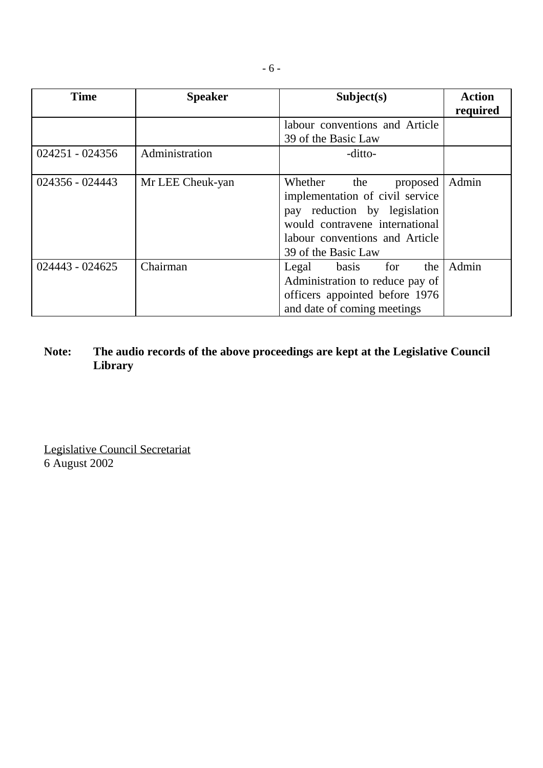| Time | Speaker | Subject(s) | Action required |
|---|---|---|---|
| | | labour conventions and Article 39 of the Basic Law | |
| 024251 - 024356 | Administration | -ditto- | |
| 024356 - 024443 | Mr LEE Cheuk-yan | Whether the proposed implementation of civil service pay reduction by legislation would contravene international labour conventions and Article 39 of the Basic Law | Admin |
| 024443 - 024625 | Chairman | Legal basis for the Administration to reduce pay of officers appointed before 1976 and date of coming meetings | Admin |

**Note: The audio records of the above proceedings are kept at the Legislative Council Library**

Legislative Council Secretariat
6 August 2002